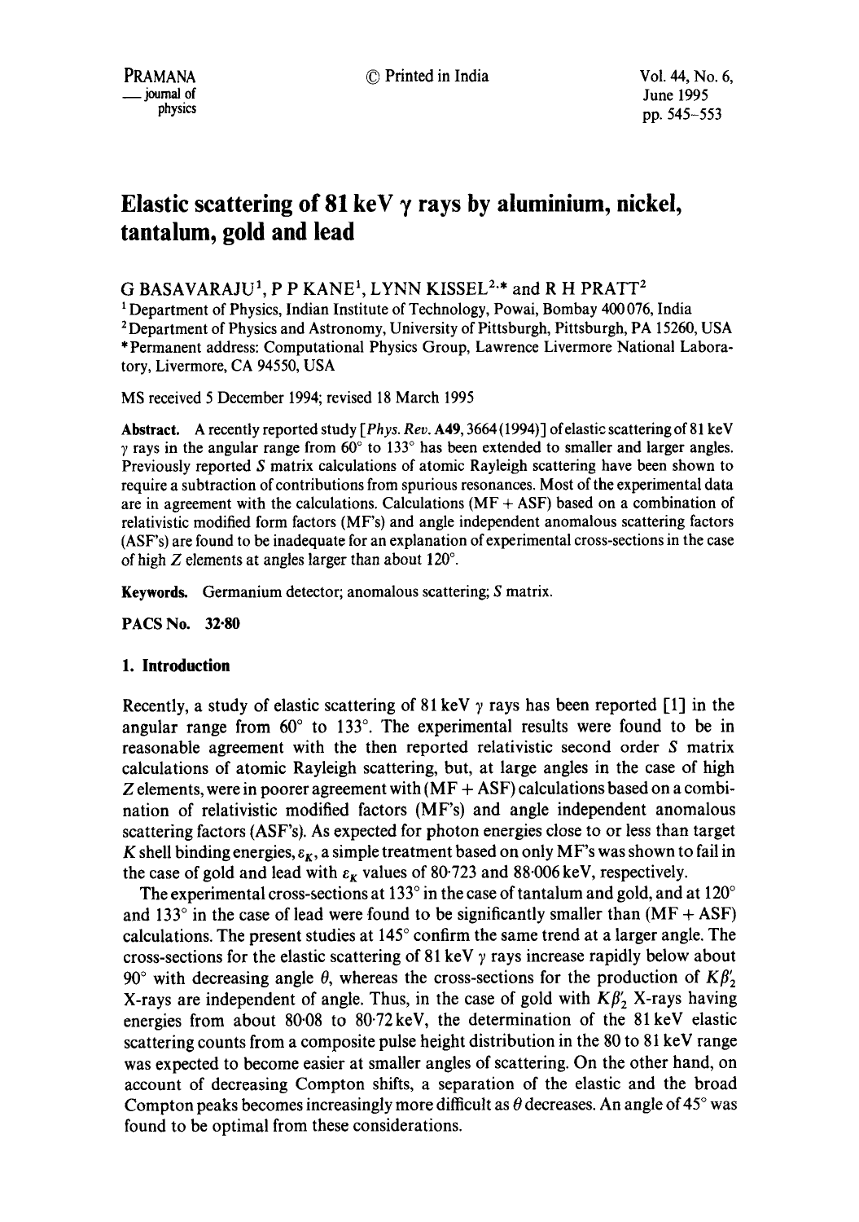# Elastic scattering of 81 keV $\gamma$ rays by aluminium, nickel, tantalum, gold and lead

G BASAVARAJU[1], P P KANE[1], LYNN KISSEL[2,*] and R H PRATT[2]

[1] Department of Physics, Indian Institute of Technology, Powai, Bombay 400076, India

[2] Department of Physics and Astronomy, University of Pittsburgh, Pittsburgh, PA 15260, USA

*Permanent address: Computational Physics Group, Lawrence Livermore National Laboratory, Livermore, CA 94550, USA

MS received 5 December 1994; revised 18 March 1995

**Abstract.** A recently reported study [*Phys. Rev.* **A49**, 3664 (1994)] of elastic scattering of 81 keV $\gamma$ rays in the angular range from 60° to 133° has been extended to smaller and larger angles. Previously reported $S$ matrix calculations of atomic Rayleigh scattering have been shown to require a subtraction of contributions from spurious resonances. Most of the experimental data are in agreement with the calculations. Calculations (MF + ASF) based on a combination of relativistic modified form factors (MF's) and angle independent anomalous scattering factors (ASF's) are found to be inadequate for an explanation of experimental cross-sections in the case of high $Z$ elements at angles larger than about 120°.

**Keywords.** Germanium detector; anomalous scattering; $S$ matrix.

**PACS No.** 32·80

## 1. Introduction

Recently, a study of elastic scattering of 81 keV $\gamma$ rays has been reported [1] in the angular range from 60° to 133°. The experimental results were found to be in reasonable agreement with the then reported relativistic second order $S$ matrix calculations of atomic Rayleigh scattering, but, at large angles in the case of high $Z$ elements, were in poorer agreement with (MF + ASF) calculations based on a combination of relativistic modified factors (MF's) and angle independent anomalous scattering factors (ASF's). As expected for photon energies close to or less than target $K$ shell binding energies, $\varepsilon_K$, a simple treatment based on only MF's was shown to fail in the case of gold and lead with $\varepsilon_K$ values of 80·723 and 88·006 keV, respectively.

The experimental cross-sections at 133° in the case of tantalum and gold, and at 120° and 133° in the case of lead were found to be significantly smaller than (MF + ASF) calculations. The present studies at 145° confirm the same trend at a larger angle. The cross-sections for the elastic scattering of 81 keV $\gamma$ rays increase rapidly below about 90° with decreasing angle $\theta$, whereas the cross-sections for the production of $K\beta_2'$ X-rays are independent of angle. Thus, in the case of gold with $K\beta_2'$ X-rays having energies from about 80·08 to 80·72 keV, the determination of the 81 keV elastic scattering counts from a composite pulse height distribution in the 80 to 81 keV range was expected to become easier at smaller angles of scattering. On the other hand, on account of decreasing Compton shifts, a separation of the elastic and the broad Compton peaks becomes increasingly more difficult as $\theta$ decreases. An angle of 45° was found to be optimal from these considerations.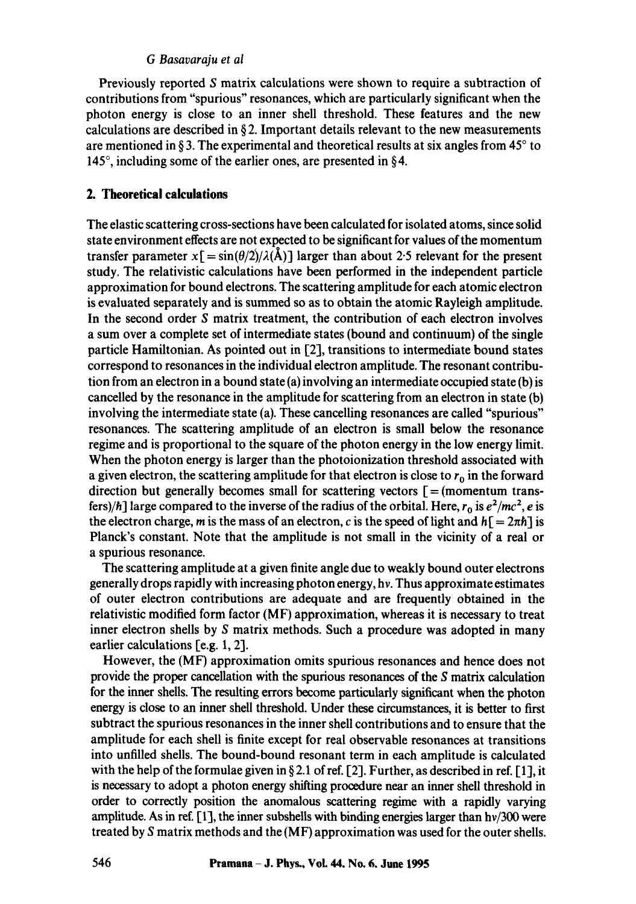Previously reported $S$ matrix calculations were shown to require a subtraction of contributions from "spurious" resonances, which are particularly significant when the photon energy is close to an inner shell threshold. These features and the new calculations are described in § 2. Important details relevant to the new measurements are mentioned in § 3. The experimental and theoretical results at six angles from 45° to 145°, including some of the earlier ones, are presented in § 4.

## 2. Theoretical calculations

The elastic scattering cross-sections have been calculated for isolated atoms, since solid state environment effects are not expected to be significant for values of the momentum transfer parameter $x[=\sin(\theta/2)/\lambda(\text{Å})]$ larger than about 2·5 relevant for the present study. The relativistic calculations have been performed in the independent particle approximation for bound electrons. The scattering amplitude for each atomic electron is evaluated separately and is summed so as to obtain the atomic Rayleigh amplitude. In the second order $S$ matrix treatment, the contribution of each electron involves a sum over a complete set of intermediate states (bound and continuum) of the single particle Hamiltonian. As pointed out in [2], transitions to intermediate bound states correspond to resonances in the individual electron amplitude. The resonant contribution from an electron in a bound state (a) involving an intermediate occupied state (b) is cancelled by the resonance in the amplitude for scattering from an electron in state (b) involving the intermediate state (a). These cancelling resonances are called "spurious" resonances. The scattering amplitude of an electron is small below the resonance regime and is proportional to the square of the photon energy in the low energy limit. When the photon energy is larger than the photoionization threshold associated with a given electron, the scattering amplitude for that electron is close to $r_0$ in the forward direction but generally becomes small for scattering vectors [ = (momentum transfers)/$\hbar$] large compared to the inverse of the radius of the orbital. Here, $r_0$ is $e^2/mc^2$, $e$ is the electron charge, $m$ is the mass of an electron, $c$ is the speed of light and $h[=2\pi\hbar]$ is Planck's constant. Note that the amplitude is not small in the vicinity of a real or a spurious resonance.

The scattering amplitude at a given finite angle due to weakly bound outer electrons generally drops rapidly with increasing photon energy, $h\nu$. Thus approximate estimates of outer electron contributions are adequate and are frequently obtained in the relativistic modified form factor (MF) approximation, whereas it is necessary to treat inner electron shells by $S$ matrix methods. Such a procedure was adopted in many earlier calculations [e.g. 1, 2].

However, the (MF) approximation omits spurious resonances and hence does not provide the proper cancellation with the spurious resonances of the $S$ matrix calculation for the inner shells. The resulting errors become particularly significant when the photon energy is close to an inner shell threshold. Under these circumstances, it is better to first subtract the spurious resonances in the inner shell contributions and to ensure that the amplitude for each shell is finite except for real observable resonances at transitions into unfilled shells. The bound-bound resonant term in each amplitude is calculated with the help of the formulae given in § 2.1 of ref. [2]. Further, as described in ref. [1], it is necessary to adopt a photon energy shifting procedure near an inner shell threshold in order to correctly position the anomalous scattering regime with a rapidly varying amplitude. As in ref. [1], the inner subshells with binding energies larger than $h\nu/300$ were treated by $S$ matrix methods and the (MF) approximation was used for the outer shells.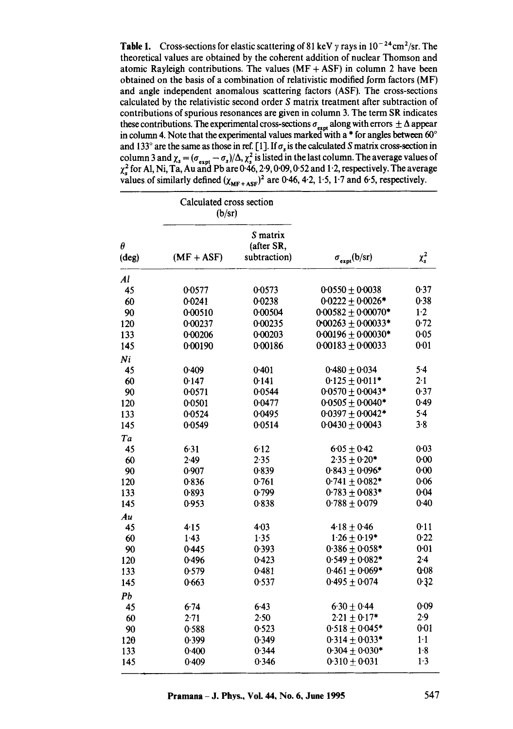**Table 1.** Cross-sections for elastic scattering of 81 keV $\gamma$ rays in $10^{-24}\,\mathrm{cm}^2/\mathrm{sr}$. The theoretical values are obtained by the coherent addition of nuclear Thomson and atomic Rayleigh contributions. The values (MF + ASF) in column 2 have been obtained on the basis of a combination of relativistic modified form factors (MF) and angle independent anomalous scattering factors (ASF). The cross-sections calculated by the relativistic second order $S$ matrix treatment after subtraction of contributions of spurious resonances are given in column 3. The term SR indicates these contributions. The experimental cross-sections $\sigma_{\mathrm{expt}}$ along with errors $\pm\Delta$ appear in column 4. Note that the experimental values marked with a * for angles between 60° and 133° are the same as those in ref. [1]. If $\sigma_s$ is the calculated $S$ matrix cross-section in column 3 and $\chi_s = (\sigma_{\mathrm{expt}} - \sigma_s)/\Delta$, $\chi_s^2$ is listed in the last column. The average values of $\chi_s^2$ for Al, Ni, Ta, Au and Pb are 0·46, 2·9, 0·09, 0·52 and 1·2, respectively. The average values of similarly defined $(\chi_{\mathrm{MF+ASF}})^2$ are 0·46, 4·2, 1·5, 1·7 and 6·5, respectively.

| | Calculated cross section (b/sr) | | | |
|---|---|---|---|---|
| $\theta$ (deg) | (MF + ASF) | $S$ matrix (after SR, subtraction) | $\sigma_{\mathrm{expt}}$(b/sr) | $\chi_s^2$ |
| *Al* | | | | |
| 45 | 0·0577 | 0·0573 | 0·0550 ± 0·0038 | 0·37 |
| 60 | 0·0241 | 0·0238 | 0·0222 ± 0·0026* | 0·38 |
| 90 | 0·00510 | 0·00504 | 0·00582 ± 0·00070* | 1·2 |
| 120 | 0·00237 | 0·00235 | 0·00263 ± 0·00033* | 0·72 |
| 133 | 0·00206 | 0·00203 | 0·00196 ± 0·00030* | 0·05 |
| 145 | 0·00190 | 0·00186 | 0·00183 ± 0·00033 | 0·01 |
| *Ni* | | | | |
| 45 | 0·409 | 0·401 | 0·480 ± 0·034 | 5·4 |
| 60 | 0·147 | 0·141 | 0·125 ± 0·011* | 2·1 |
| 90 | 0·0571 | 0·0544 | 0·0570 ± 0·0043* | 0·37 |
| 120 | 0·0501 | 0·0477 | 0·0505 ± 0·0040* | 0·49 |
| 133 | 0·0524 | 0·0495 | 0·0397 ± 0·0042* | 5·4 |
| 145 | 0·0549 | 0·0514 | 0·0430 ± 0·0043 | 3·8 |
| *Ta* | | | | |
| 45 | 6·31 | 6·12 | 6·05 ± 0·42 | 0·03 |
| 60 | 2·49 | 2·35 | 2·35 ± 0·20* | 0·00 |
| 90 | 0·907 | 0·839 | 0·843 ± 0·096* | 0·00 |
| 120 | 0·836 | 0·761 | 0·741 ± 0·082* | 0·06 |
| 133 | 0·893 | 0·799 | 0·783 ± 0·083* | 0·04 |
| 145 | 0·953 | 0·838 | 0·788 ± 0·079 | 0·40 |
| *Au* | | | | |
| 45 | 4·15 | 4·03 | 4·18 ± 0·46 | 0·11 |
| 60 | 1·43 | 1·35 | 1·26 ± 0·19* | 0·22 |
| 90 | 0·445 | 0·393 | 0·386 ± 0·058* | 0·01 |
| 120 | 0·496 | 0·423 | 0·549 ± 0·082* | 2·4 |
| 133 | 0·579 | 0·481 | 0·461 ± 0·069* | 0·08 |
| 145 | 0·663 | 0·537 | 0·495 ± 0·074 | 0·32 |
| *Pb* | | | | |
| 45 | 6·74 | 6·43 | 6·30 ± 0·44 | 0·09 |
| 60 | 2·71 | 2·50 | 2·21 ± 0·17* | 2·9 |
| 90 | 0·588 | 0·523 | 0·518 ± 0·045* | 0·01 |
| 120 | 0·399 | 0·349 | 0·314 ± 0·033* | 1·1 |
| 133 | 0·400 | 0·344 | 0·304 ± 0·030* | 1·8 |
| 145 | 0·409 | 0·346 | 0·310 ± 0·031 | 1·3 |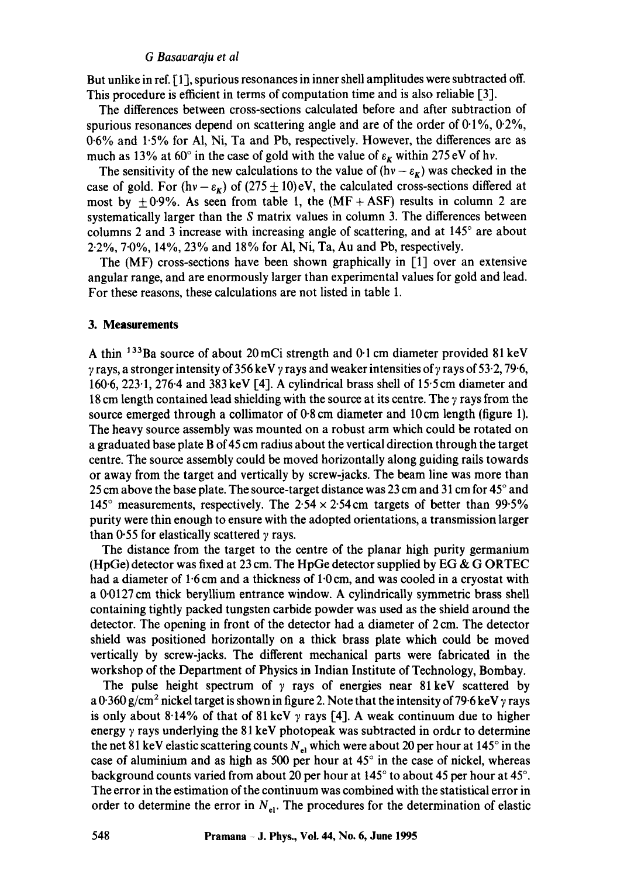But unlike in ref. [1], spurious resonances in inner shell amplitudes were subtracted off. This procedure is efficient in terms of computation time and is also reliable [3].

The differences between cross-sections calculated before and after subtraction of spurious resonances depend on scattering angle and are of the order of 0·1%, 0·2%, 0·6% and 1·5% for Al, Ni, Ta and Pb, respectively. However, the differences are as much as 13% at 60° in the case of gold with the value of $\varepsilon_K$ within 275 eV of $h\nu$.

The sensitivity of the new calculations to the value of $(h\nu - \varepsilon_K)$ was checked in the case of gold. For $(h\nu - \varepsilon_K)$ of $(275 \pm 10)$ eV, the calculated cross-sections differed at most by $\pm 0{\cdot}9\%$. As seen from table 1, the (MF + ASF) results in column 2 are systematically larger than the $S$ matrix values in column 3. The differences between columns 2 and 3 increase with increasing angle of scattering, and at 145° are about 2·2%, 7·0%, 14%, 23% and 18% for Al, Ni, Ta, Au and Pb, respectively.

The (MF) cross-sections have been shown graphically in [1] over an extensive angular range, and are enormously larger than experimental values for gold and lead. For these reasons, these calculations are not listed in table 1.

## 3. Measurements

A thin $^{133}$Ba source of about 20 mCi strength and 0·1 cm diameter provided 81 keV $\gamma$ rays, a stronger intensity of 356 keV $\gamma$ rays and weaker intensities of $\gamma$ rays of 53·2, 79·6, 160·6, 223·1, 276·4 and 383 keV [4]. A cylindrical brass shell of 15·5 cm diameter and 18 cm length contained lead shielding with the source at its centre. The $\gamma$ rays from the source emerged through a collimator of 0·8 cm diameter and 10 cm length (figure 1). The heavy source assembly was mounted on a robust arm which could be rotated on a graduated base plate B of 45 cm radius about the vertical direction through the target centre. The source assembly could be moved horizontally along guiding rails towards or away from the target and vertically by screw-jacks. The beam line was more than 25 cm above the base plate. The source-target distance was 23 cm and 31 cm for 45° and 145° measurements, respectively. The $2{\cdot}54 \times 2{\cdot}54$ cm targets of better than 99·5% purity were thin enough to ensure with the adopted orientations, a transmission larger than 0·55 for elastically scattered $\gamma$ rays.

The distance from the target to the centre of the planar high purity germanium (HpGe) detector was fixed at 23 cm. The HpGe detector supplied by EG & G ORTEC had a diameter of 1·6 cm and a thickness of 1·0 cm, and was cooled in a cryostat with a 0·0127 cm thick beryllium entrance window. A cylindrically symmetric brass shell containing tightly packed tungsten carbide powder was used as the shield around the detector. The opening in front of the detector had a diameter of 2 cm. The detector shield was positioned horizontally on a thick brass plate which could be moved vertically by screw-jacks. The different mechanical parts were fabricated in the workshop of the Department of Physics in Indian Institute of Technology, Bombay.

The pulse height spectrum of $\gamma$ rays of energies near 81 keV scattered by a 0·360 g/cm$^2$ nickel target is shown in figure 2. Note that the intensity of 79·6 keV $\gamma$ rays is only about 8·14% of that of 81 keV $\gamma$ rays [4]. A weak continuum due to higher energy $\gamma$ rays underlying the 81 keV photopeak was subtracted in order to determine the net 81 keV elastic scattering counts $N_{el}$ which were about 20 per hour at 145° in the case of aluminium and as high as 500 per hour at 45° in the case of nickel, whereas background counts varied from about 20 per hour at 145° to about 45 per hour at 45°. The error in the estimation of the continuum was combined with the statistical error in order to determine the error in $N_{el}$. The procedures for the determination of elastic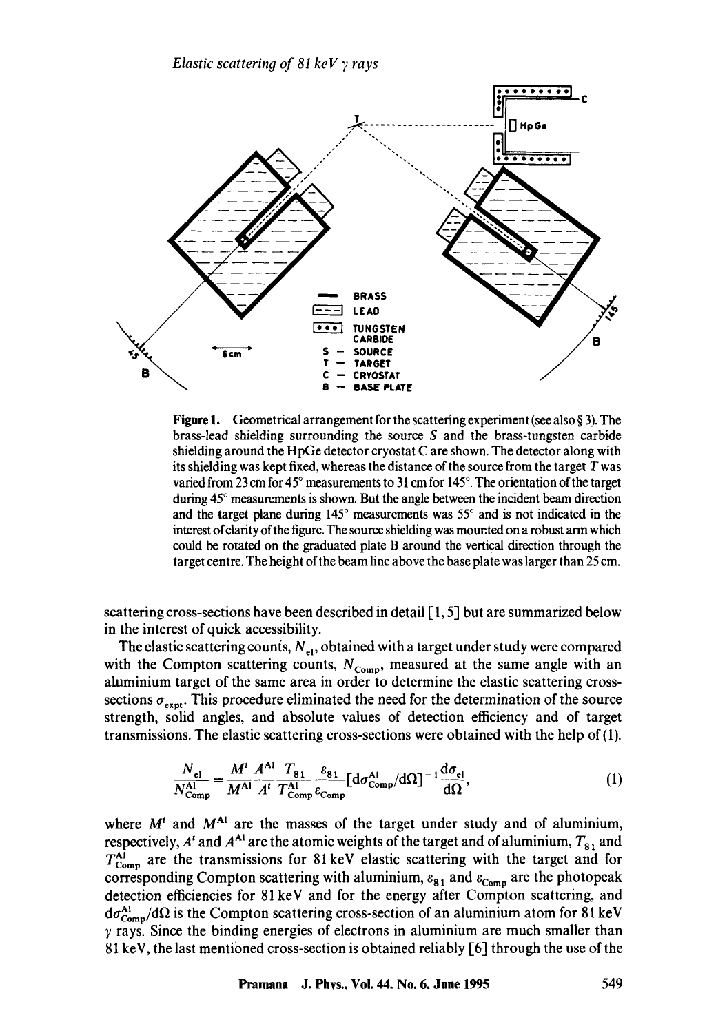Figure 1. Geometrical arrangement for the scattering experiment (see also § 3). The brass-lead shielding surrounding the source S and the brass-tungsten carbide shielding around the HpGe detector cryostat C are shown. The detector along with its shielding was kept fixed, whereas the distance of the source from the target T was varied from 23 cm for 45° measurements to 31 cm for 145°. The orientation of the target during 45° measurements is shown. But the angle between the incident beam direction and the target plane during 145° measurements was 55° and is not indicated in the interest of clarity of the figure. The source shielding was mounted on a robust arm which could be rotated on the graduated plate B around the vertical direction through the target centre. The height of the beam line above the base plate was larger than 25 cm.

scattering cross-sections have been described in detail [1, 5] but are summarized below in the interest of quick accessibility.

The elastic scattering counts, $N_{\mathrm{el}}$, obtained with a target under study were compared with the Compton scattering counts, $N_{\mathrm{Comp}}$, measured at the same angle with an aluminium target of the same area in order to determine the elastic scattering cross-sections $\sigma_{\mathrm{expt}}$. This procedure eliminated the need for the determination of the source strength, solid angles, and absolute values of detection efficiency and of target transmissions. The elastic scattering cross-sections were obtained with the help of (1).

$$\frac{N_{\mathrm{el}}}{N_{\mathrm{Comp}}^{\mathrm{Al}}} = \frac{M^t}{M^{\mathrm{Al}}}\frac{A^{\mathrm{Al}}}{A^t}\frac{T_{81}}{T_{\mathrm{Comp}}^{\mathrm{Al}}}\frac{\varepsilon_{81}}{\varepsilon_{\mathrm{Comp}}}[\mathrm{d}\sigma_{\mathrm{Comp}}^{\mathrm{Al}}/\mathrm{d}\Omega]^{-1}\frac{\mathrm{d}\sigma_{\mathrm{el}}}{\mathrm{d}\Omega}, \tag{1}$$

where $M^t$ and $M^{\mathrm{Al}}$ are the masses of the target under study and of aluminium, respectively, $A^t$ and $A^{\mathrm{Al}}$ are the atomic weights of the target and of aluminium, $T_{81}$ and $T_{\mathrm{Comp}}^{\mathrm{Al}}$ are the transmissions for 81 keV elastic scattering with the target and for corresponding Compton scattering with aluminium, $\varepsilon_{81}$ and $\varepsilon_{\mathrm{Comp}}$ are the photopeak detection efficiencies for 81 keV and for the energy after Compton scattering, and $\mathrm{d}\sigma_{\mathrm{Comp}}^{\mathrm{Al}}/\mathrm{d}\Omega$ is the Compton scattering cross-section of an aluminium atom for 81 keV $\gamma$ rays. Since the binding energies of electrons in aluminium are much smaller than 81 keV, the last mentioned cross-section is obtained reliably [6] through the use of the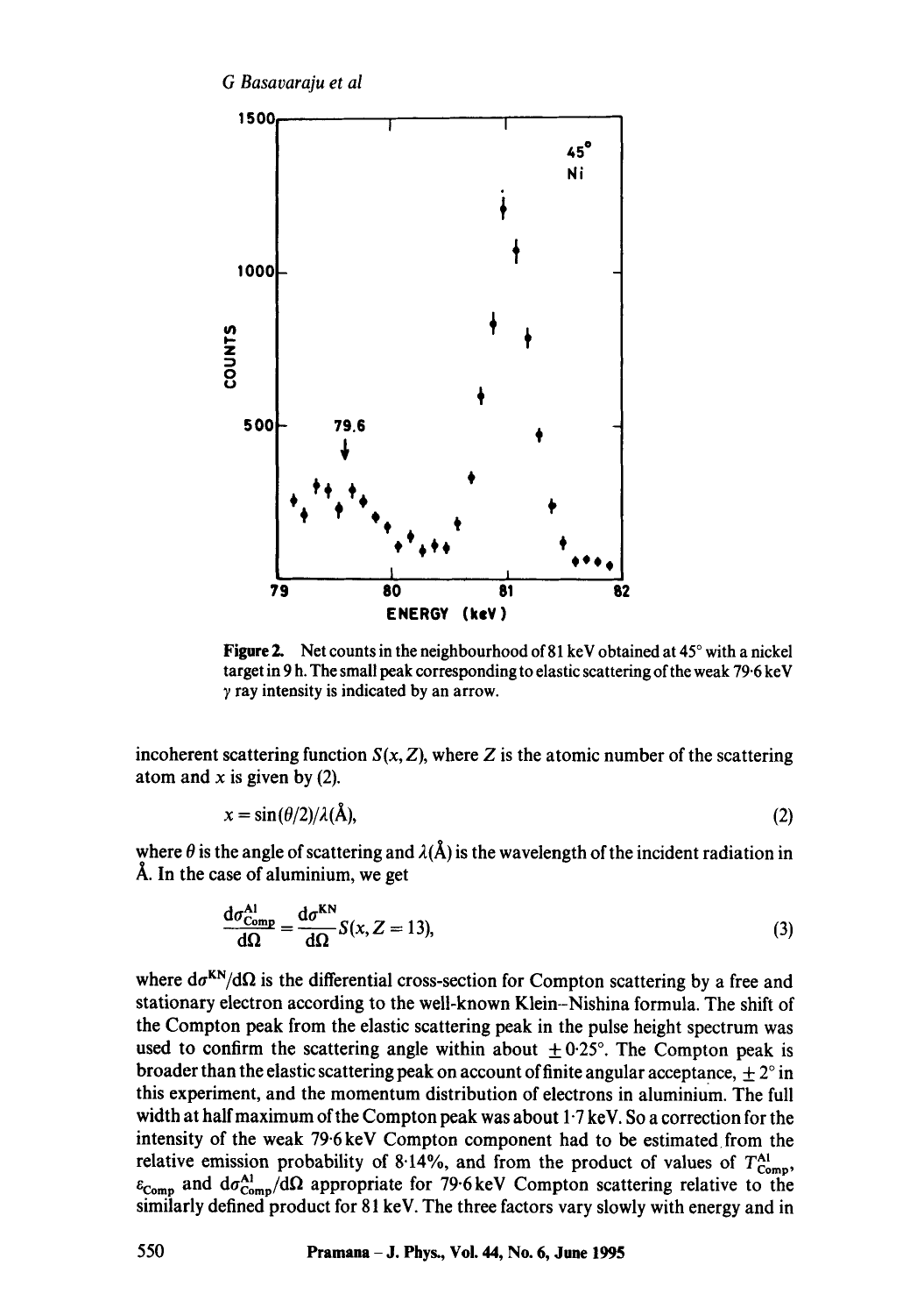**Figure 2.** Net counts in the neighbourhood of 81 keV obtained at 45° with a nickel target in 9 h. The small peak corresponding to elastic scattering of the weak 79·6 keV $\gamma$ ray intensity is indicated by an arrow.

incoherent scattering function $S(x, Z)$, where $Z$ is the atomic number of the scattering atom and $x$ is given by (2).

$$x = \sin(\theta/2)/\lambda(\text{Å}), \tag{2}$$

where $\theta$ is the angle of scattering and $\lambda(\text{Å})$ is the wavelength of the incident radiation in Å. In the case of aluminium, we get

$$\frac{d\sigma_{\text{Comp}}^{\text{Al}}}{d\Omega} = \frac{d\sigma^{\text{KN}}}{d\Omega} S(x, Z = 13), \tag{3}$$

where $d\sigma^{\text{KN}}/d\Omega$ is the differential cross-section for Compton scattering by a free and stationary electron according to the well-known Klein–Nishina formula. The shift of the Compton peak from the elastic scattering peak in the pulse height spectrum was used to confirm the scattering angle within about $\pm 0{\cdot}25°$. The Compton peak is broader than the elastic scattering peak on account of finite angular acceptance, $\pm 2°$ in this experiment, and the momentum distribution of electrons in aluminium. The full width at half maximum of the Compton peak was about 1·7 keV. So a correction for the intensity of the weak 79·6 keV Compton component had to be estimated from the relative emission probability of 8·14%, and from the product of values of $T_{\text{Comp}}^{\text{Al}}$, $\varepsilon_{\text{Comp}}$ and $d\sigma_{\text{Comp}}^{\text{Al}}/d\Omega$ appropriate for 79·6 keV Compton scattering relative to the similarly defined product for 81 keV. The three factors vary slowly with energy and in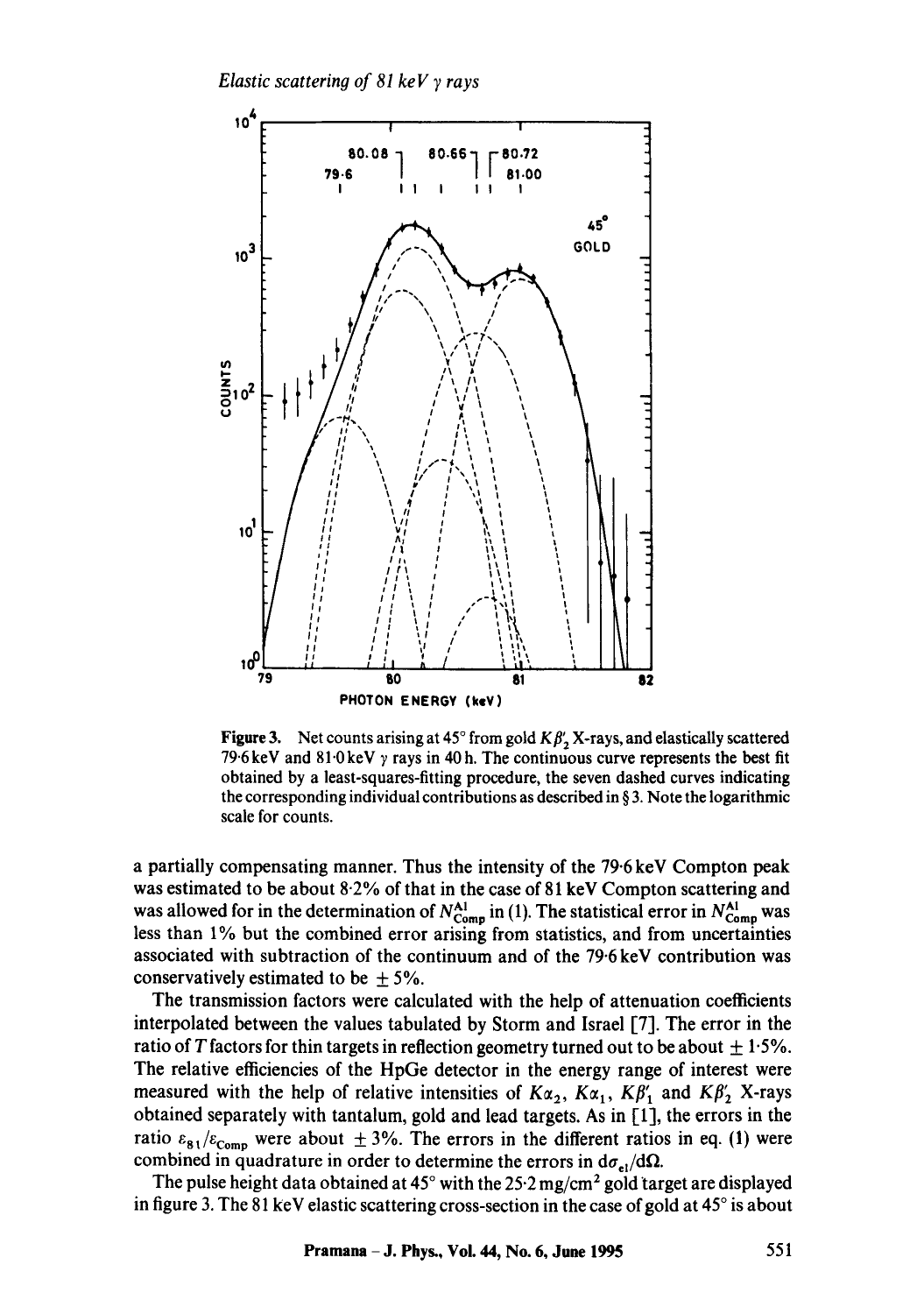**Figure 3.** Net counts arising at 45° from gold $K\beta_2'$ X-rays, and elastically scattered 79·6 keV and 81·0 keV $\gamma$ rays in 40 h. The continuous curve represents the best fit obtained by a least-squares-fitting procedure, the seven dashed curves indicating the corresponding individual contributions as described in § 3. Note the logarithmic scale for counts.

a partially compensating manner. Thus the intensity of the 79·6 keV Compton peak was estimated to be about 8·2% of that in the case of 81 keV Compton scattering and was allowed for in the determination of $N_{\text{Comp}}^{\text{Al}}$ in (1). The statistical error in $N_{\text{Comp}}^{\text{Al}}$ was less than 1% but the combined error arising from statistics, and from uncertainties associated with subtraction of the continuum and of the 79·6 keV contribution was conservatively estimated to be $\pm 5\%$.

The transmission factors were calculated with the help of attenuation coefficients interpolated between the values tabulated by Storm and Israel [7]. The error in the ratio of $T$ factors for thin targets in reflection geometry turned out to be about $\pm 1{\cdot}5\%$. The relative efficiencies of the HpGe detector in the energy range of interest were measured with the help of relative intensities of $K\alpha_2$, $K\alpha_1$, $K\beta_1'$ and $K\beta_2'$ X-rays obtained separately with tantalum, gold and lead targets. As in [1], the errors in the ratio $\varepsilon_{81}/\varepsilon_{\text{Comp}}$ were about $\pm 3\%$. The errors in the different ratios in eq. (1) were combined in quadrature in order to determine the errors in $d\sigma_{\text{el}}/d\Omega$.

The pulse height data obtained at 45° with the 25·2 mg/cm² gold target are displayed in figure 3. The 81 keV elastic scattering cross-section in the case of gold at 45° is about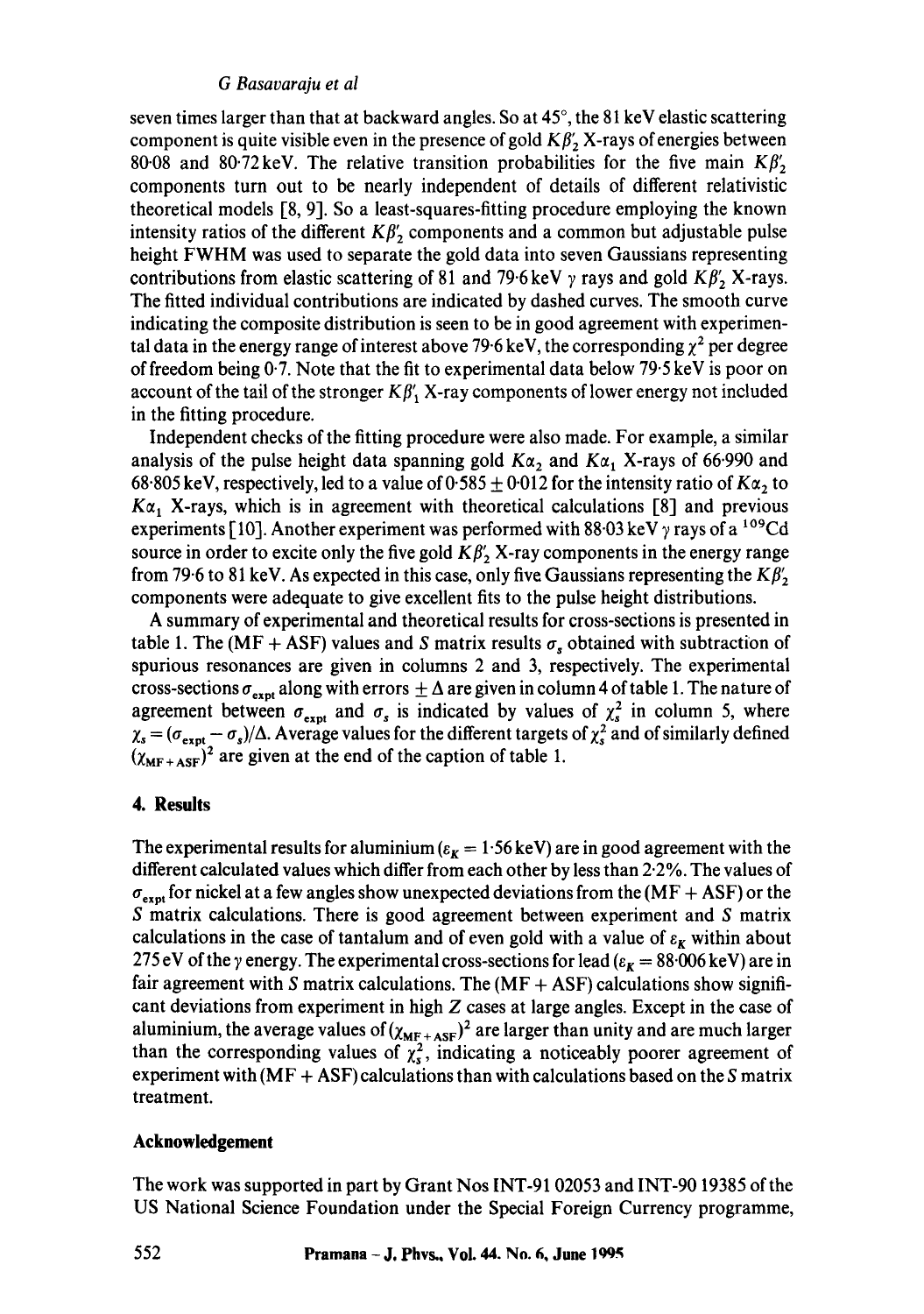seven times larger than that at backward angles. So at 45°, the 81 keV elastic scattering component is quite visible even in the presence of gold $K\beta_2'$ X-rays of energies between 80·08 and 80·72 keV. The relative transition probabilities for the five main $K\beta_2'$ components turn out to be nearly independent of details of different relativistic theoretical models [8, 9]. So a least-squares-fitting procedure employing the known intensity ratios of the different $K\beta_2'$ components and a common but adjustable pulse height FWHM was used to separate the gold data into seven Gaussians representing contributions from elastic scattering of 81 and 79·6 keV $\gamma$ rays and gold $K\beta_2'$ X-rays. The fitted individual contributions are indicated by dashed curves. The smooth curve indicating the composite distribution is seen to be in good agreement with experimental data in the energy range of interest above 79·6 keV, the corresponding $\chi^2$ per degree of freedom being 0·7. Note that the fit to experimental data below 79·5 keV is poor on account of the tail of the stronger $K\beta_1'$ X-ray components of lower energy not included in the fitting procedure.

Independent checks of the fitting procedure were also made. For example, a similar analysis of the pulse height data spanning gold $K\alpha_2$ and $K\alpha_1$ X-rays of 66·990 and 68·805 keV, respectively, led to a value of $0{\cdot}585 \pm 0{\cdot}012$ for the intensity ratio of $K\alpha_2$ to $K\alpha_1$ X-rays, which is in agreement with theoretical calculations [8] and previous experiments [10]. Another experiment was performed with 88·03 keV $\gamma$ rays of a $^{109}Cd$ source in order to excite only the five gold $K\beta_2'$ X-ray components in the energy range from 79·6 to 81 keV. As expected in this case, only five Gaussians representing the $K\beta_2'$ components were adequate to give excellent fits to the pulse height distributions.

A summary of experimental and theoretical results for cross-sections is presented in table 1. The (MF + ASF) values and $S$ matrix results $\sigma_s$ obtained with subtraction of spurious resonances are given in columns 2 and 3, respectively. The experimental cross-sections $\sigma_{expt}$ along with errors $\pm\Delta$ are given in column 4 of table 1. The nature of agreement between $\sigma_{expt}$ and $\sigma_s$ is indicated by values of $\chi_s^2$ in column 5, where $\chi_s = (\sigma_{expt} - \sigma_s)/\Delta$. Average values for the different targets of $\chi_s^2$ and of similarly defined $(\chi_{MF+ASF})^2$ are given at the end of the caption of table 1.

## 4. Results

The experimental results for aluminium ($\varepsilon_K = 1{\cdot}56$ keV) are in good agreement with the different calculated values which differ from each other by less than 2·2%. The values of $\sigma_{expt}$ for nickel at a few angles show unexpected deviations from the (MF + ASF) or the $S$ matrix calculations. There is good agreement between experiment and $S$ matrix calculations in the case of tantalum and of even gold with a value of $\varepsilon_K$ within about 275 eV of the $\gamma$ energy. The experimental cross-sections for lead ($\varepsilon_K = 88{\cdot}006$ keV) are in fair agreement with $S$ matrix calculations. The (MF + ASF) calculations show significant deviations from experiment in high $Z$ cases at large angles. Except in the case of aluminium, the average values of $(\chi_{MF+ASF})^2$ are larger than unity and are much larger than the corresponding values of $\chi_s^2$, indicating a noticeably poorer agreement of experiment with (MF + ASF) calculations than with calculations based on the $S$ matrix treatment.

### Acknowledgement

The work was supported in part by Grant Nos INT-91 02053 and INT-90 19385 of the US National Science Foundation under the Special Foreign Currency programme,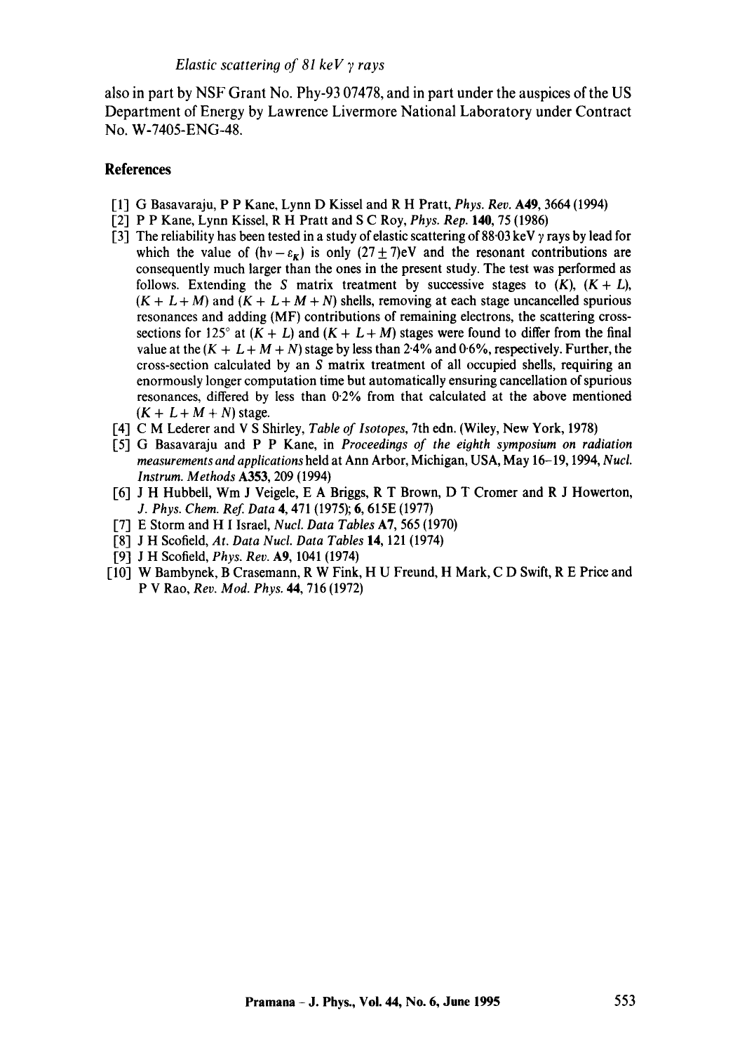also in part by NSF Grant No. Phy-93 07478, and in part under the auspices of the US Department of Energy by Lawrence Livermore National Laboratory under Contract No. W-7405-ENG-48.

## References

[1] G Basavaraju, P P Kane, Lynn D Kissel and R H Pratt, *Phys. Rev.* **A49**, 3664 (1994)

[2] P P Kane, Lynn Kissel, R H Pratt and S C Roy, *Phys. Rep.* **140**, 75 (1986)

[3] The reliability has been tested in a study of elastic scattering of 88·03 keV $\gamma$ rays by lead for which the value of $(h\nu - \varepsilon_K)$ is only $(27 \pm 7)$eV and the resonant contributions are consequently much larger than the ones in the present study. The test was performed as follows. Extending the $S$ matrix treatment by successive stages to $(K)$, $(K + L)$, $(K + L + M)$ and $(K + L + M + N)$ shells, removing at each stage uncancelled spurious resonances and adding (MF) contributions of remaining electrons, the scattering cross-sections for 125° at $(K + L)$ and $(K + L + M)$ stages were found to differ from the final value at the $(K + L + M + N)$ stage by less than 2·4% and 0·6%, respectively. Further, the cross-section calculated by an $S$ matrix treatment of all occupied shells, requiring an enormously longer computation time but automatically ensuring cancellation of spurious resonances, differed by less than 0·2% from that calculated at the above mentioned $(K + L + M + N)$ stage.

[4] C M Lederer and V S Shirley, *Table of Isotopes*, 7th edn. (Wiley, New York, 1978)

[5] G Basavaraju and P P Kane, in *Proceedings of the eighth symposium on radiation measurements and applications* held at Ann Arbor, Michigan, USA, May 16–19, 1994, *Nucl. Instrum. Methods* **A353**, 209 (1994)

[6] J H Hubbell, Wm J Veigele, E A Briggs, R T Brown, D T Cromer and R J Howerton, *J. Phys. Chem. Ref. Data* **4**, 471 (1975); **6**, 615E (1977)

[7] E Storm and H I Israel, *Nucl. Data Tables* **A7**, 565 (1970)

[8] J H Scofield, *At. Data Nucl. Data Tables* **14**, 121 (1974)

[9] J H Scofield, *Phys. Rev.* **A9**, 1041 (1974)

[10] W Bambynek, B Crasemann, R W Fink, H U Freund, H Mark, C D Swift, R E Price and P V Rao, *Rev. Mod. Phys.* **44**, 716 (1972)